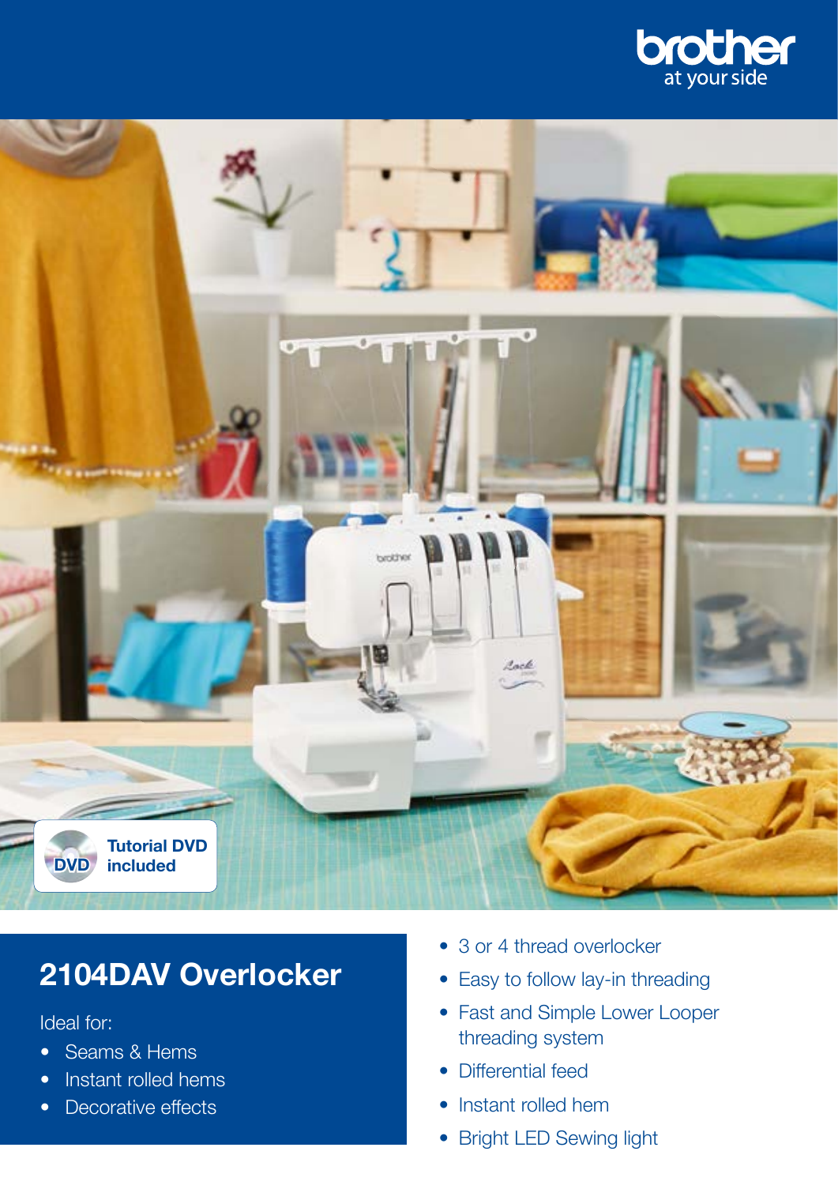brother
at your side

Tutorial DVD included

# 2104DAV Overlocker

Ideal for:

- Seams & Hems
- Instant rolled hems
- Decorative effects

- 3 or 4 thread overlocker
- Easy to follow lay-in threading
- Fast and Simple Lower Looper threading system
- Differential feed
- Instant rolled hem
- Bright LED Sewing light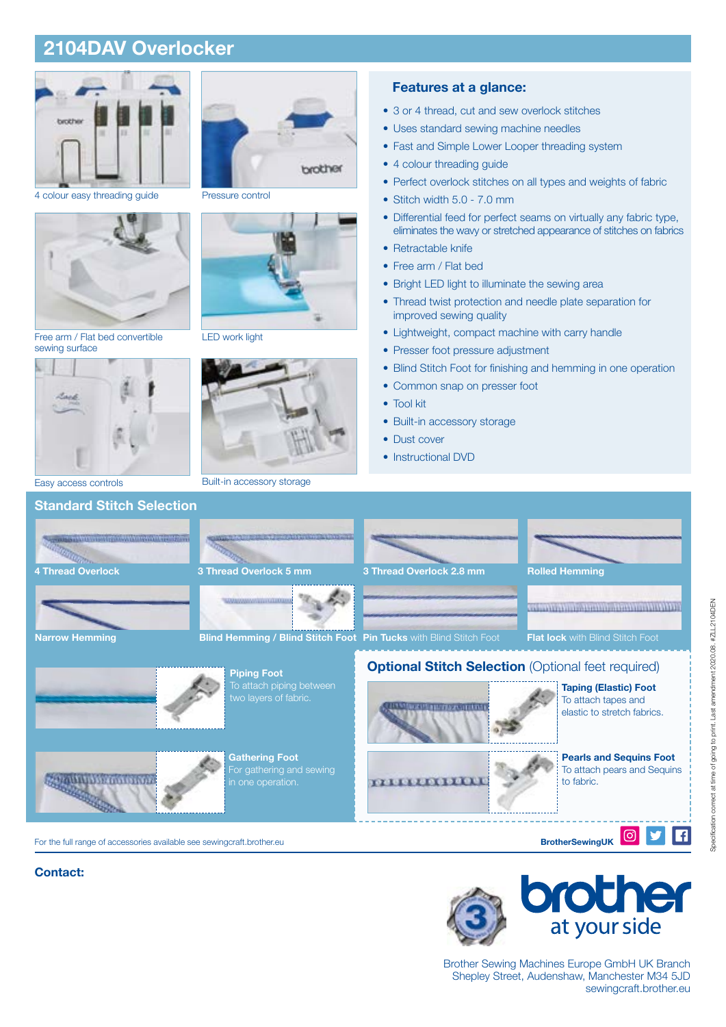# 2104DAV Overlocker

4 colour easy threading guide

Pressure control

Free arm / Flat bed convertible sewing surface

LED work light

Easy access controls

Built-in accessory storage

## Features at a glance:

- 3 or 4 thread, cut and sew overlock stitches
- Uses standard sewing machine needles
- Fast and Simple Lower Looper threading system
- 4 colour threading guide
- Perfect overlock stitches on all types and weights of fabric
- Stitch width 5.0 - 7.0 mm
- Differential feed for perfect seams on virtually any fabric type, eliminates the wavy or stretched appearance of stitches on fabrics
- Retractable knife
- Free arm / Flat bed
- Bright LED light to illuminate the sewing area
- Thread twist protection and needle plate separation for improved sewing quality
- Lightweight, compact machine with carry handle
- Presser foot pressure adjustment
- Blind Stitch Foot for finishing and hemming in one operation
- Common snap on presser foot
- Tool kit
- Built-in accessory storage
- Dust cover
- Instructional DVD

## Standard Stitch Selection

**4 Thread Overlock**

**3 Thread Overlock 5 mm**

**3 Thread Overlock 2.8 mm**

**Rolled Hemming**

**Narrow Hemming**

**Blind Hemming / Blind Stitch Foot**

**Pin Tucks** with Blind Stitch Foot

**Flat lock** with Blind Stitch Foot

**Piping Foot**
To attach piping between two layers of fabric.

**Gathering Foot**
For gathering and sewing in one operation.

## Optional Stitch Selection (Optional feet required)

**Taping (Elastic) Foot**
To attach tapes and elastic to stretch fabrics.

**Pearls and Sequins Foot**
To attach pears and Sequins to fabric.

For the full range of accessories available see sewingcraft.brother.eu

BrotherSewingUK

Specification correct at time of going to print. Last amendment 2020.08. #ZLL2104DEN

**Contact:**

brother at your side

Brother Sewing Machines Europe GmbH UK Branch
Shepley Street, Audenshaw, Manchester M34 5JD
sewingcraft.brother.eu